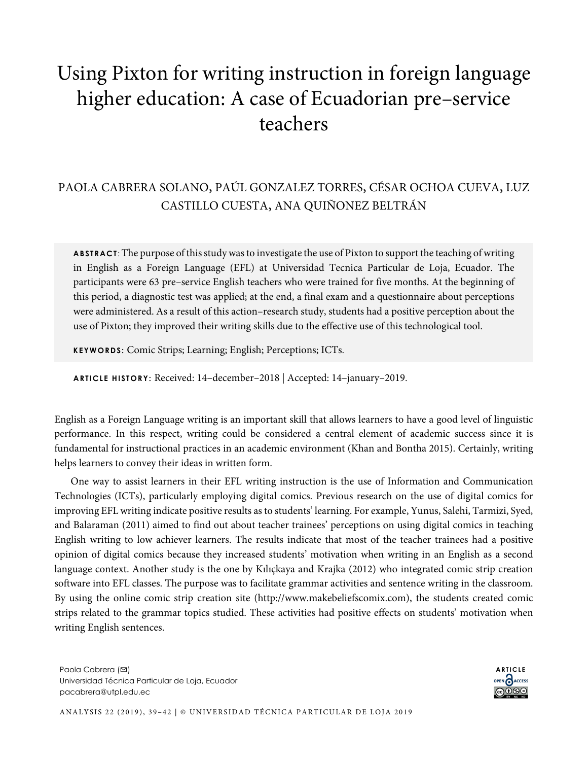# Using Pixton for writing instruction in foreign language higher education: A case of Ecuadorian pre–service teachers

PAOLA CABRERA SOLANO, PAÚL GONZALEZ TORRES, CÉSAR OCHOA CUEVA, LUZ CASTILLO CUESTA, ANA QUIÑONEZ BELTRÁN

**ABSTRACT**: The purpose of this study was to investigate the use of Pixton to support the teaching of writing in English as a Foreign Language (EFL) at Universidad Tecnica Particular de Loja, Ecuador. The participants were 63 pre–service English teachers who were trained for five months. At the beginning of this period, a diagnostic test was applied; at the end, a final exam and a questionnaire about perceptions were administered. As a result of this action–research study, students had a positive perception about the use of Pixton; they improved their writing skills due to the effective use of this technological tool.

**KEYWORDS:** Comic Strips; Learning; English; Perceptions; ICTs.

**ARTICLE HISTORY**: Received: 14–december–2018 | Accepted: 14–january–2019.

English as a Foreign Language writing is an important skill that allows learners to have a good level of linguistic performance. In this respect, writing could be considered a central element of academic success since it is fundamental for instructional practices in an academic environment (Khan and Bontha 2015). Certainly, writing helps learners to convey their ideas in written form.

One way to assist learners in their EFL writing instruction is the use of Information and Communication Technologies (ICTs), particularly employing digital comics. Previous research on the use of digital comics for improving EFL writing indicate positive results as to students' learning. For example, Yunus, Salehi, Tarmizi, Syed, and Balaraman (2011) aimed to find out about teacher trainees' perceptions on using digital comics in teaching English writing to low achiever learners. The results indicate that most of the teacher trainees had a positive opinion of digital comics because they increased students' motivation when writing in an English as a second language context. Another study is the one by Kılıçkaya and Krajka (2012) who integrated comic strip creation software into EFL classes. The purpose was to facilitate grammar activities and sentence writing in the classroom. By using the online comic strip creation site (http://www.makebeliefscomix.com), the students created comic strips related to the grammar topics studied. These activities had positive effects on students' motivation when writing English sentences.

Paola Cabrera (✉)
Universidad Técnica Particular de Loja, Ecuador
pacabrera@utpl.edu.ec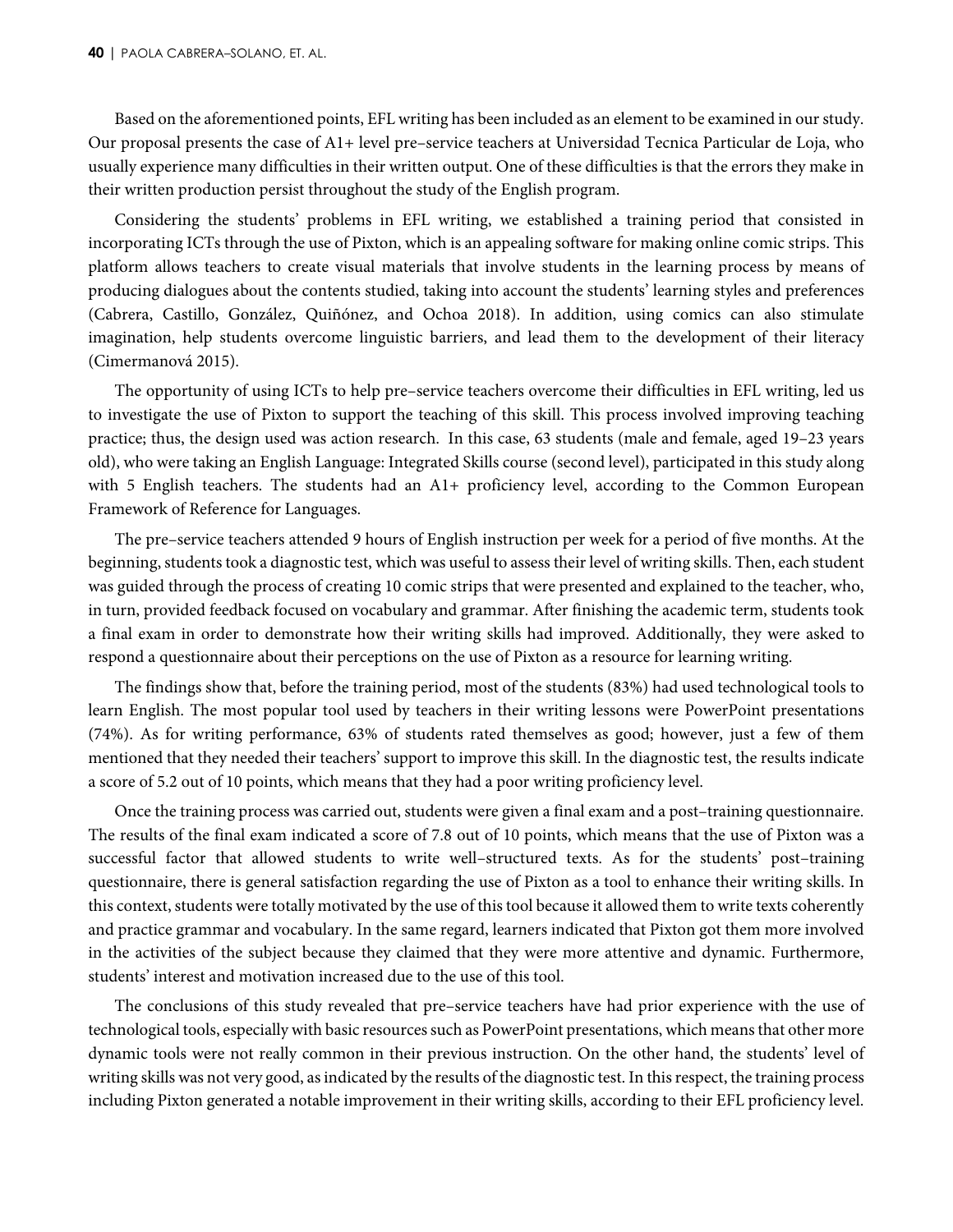Based on the aforementioned points, EFL writing has been included as an element to be examined in our study. Our proposal presents the case of A1+ level pre–service teachers at Universidad Tecnica Particular de Loja, who usually experience many difficulties in their written output. One of these difficulties is that the errors they make in their written production persist throughout the study of the English program.

Considering the students' problems in EFL writing, we established a training period that consisted in incorporating ICTs through the use of Pixton, which is an appealing software for making online comic strips. This platform allows teachers to create visual materials that involve students in the learning process by means of producing dialogues about the contents studied, taking into account the students' learning styles and preferences (Cabrera, Castillo, González, Quiñónez, and Ochoa 2018). In addition, using comics can also stimulate imagination, help students overcome linguistic barriers, and lead them to the development of their literacy (Cimermanová 2015).

The opportunity of using ICTs to help pre–service teachers overcome their difficulties in EFL writing, led us to investigate the use of Pixton to support the teaching of this skill. This process involved improving teaching practice; thus, the design used was action research. In this case, 63 students (male and female, aged 19–23 years old), who were taking an English Language: Integrated Skills course (second level), participated in this study along with 5 English teachers. The students had an A1+ proficiency level, according to the Common European Framework of Reference for Languages.

The pre–service teachers attended 9 hours of English instruction per week for a period of five months. At the beginning, students took a diagnostic test, which was useful to assess their level of writing skills. Then, each student was guided through the process of creating 10 comic strips that were presented and explained to the teacher, who, in turn, provided feedback focused on vocabulary and grammar. After finishing the academic term, students took a final exam in order to demonstrate how their writing skills had improved. Additionally, they were asked to respond a questionnaire about their perceptions on the use of Pixton as a resource for learning writing.

The findings show that, before the training period, most of the students (83%) had used technological tools to learn English. The most popular tool used by teachers in their writing lessons were PowerPoint presentations (74%). As for writing performance, 63% of students rated themselves as good; however, just a few of them mentioned that they needed their teachers' support to improve this skill. In the diagnostic test, the results indicate a score of 5.2 out of 10 points, which means that they had a poor writing proficiency level.

Once the training process was carried out, students were given a final exam and a post–training questionnaire. The results of the final exam indicated a score of 7.8 out of 10 points, which means that the use of Pixton was a successful factor that allowed students to write well–structured texts. As for the students' post–training questionnaire, there is general satisfaction regarding the use of Pixton as a tool to enhance their writing skills. In this context, students were totally motivated by the use of this tool because it allowed them to write texts coherently and practice grammar and vocabulary. In the same regard, learners indicated that Pixton got them more involved in the activities of the subject because they claimed that they were more attentive and dynamic. Furthermore, students' interest and motivation increased due to the use of this tool.

The conclusions of this study revealed that pre–service teachers have had prior experience with the use of technological tools, especially with basic resources such as PowerPoint presentations, which means that other more dynamic tools were not really common in their previous instruction. On the other hand, the students' level of writing skills was not very good, as indicated by the results of the diagnostic test. In this respect, the training process including Pixton generated a notable improvement in their writing skills, according to their EFL proficiency level.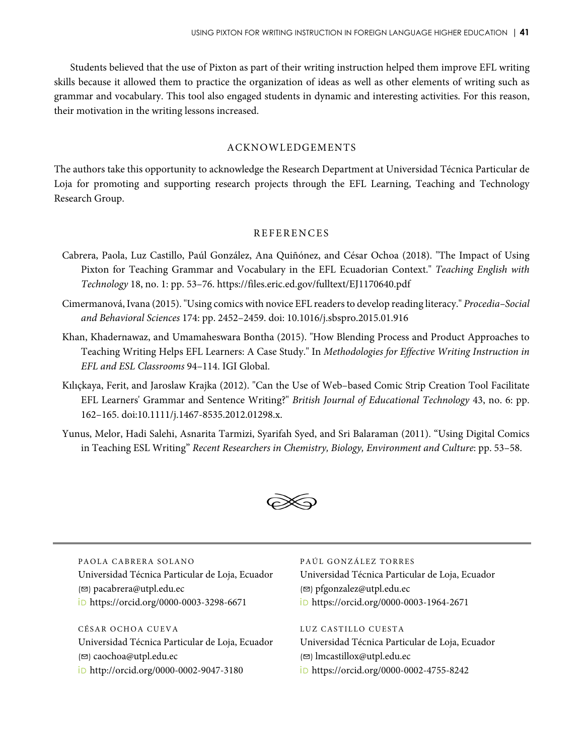Students believed that the use of Pixton as part of their writing instruction helped them improve EFL writing skills because it allowed them to practice the organization of ideas as well as other elements of writing such as grammar and vocabulary. This tool also engaged students in dynamic and interesting activities. For this reason, their motivation in the writing lessons increased.

## ACKNOWLEDGEMENTS

The authors take this opportunity to acknowledge the Research Department at Universidad Técnica Particular de Loja for promoting and supporting research projects through the EFL Learning, Teaching and Technology Research Group.

## REFERENCES

Cabrera, Paola, Luz Castillo, Paúl González, Ana Quiñónez, and César Ochoa (2018). "The Impact of Using Pixton for Teaching Grammar and Vocabulary in the EFL Ecuadorian Context." *Teaching English with Technology* 18, no. 1: pp. 53–76. https://files.eric.ed.gov/fulltext/EJ1170640.pdf

Cimermanová, Ivana (2015). "Using comics with novice EFL readers to develop reading literacy." *Procedia–Social and Behavioral Sciences* 174: pp. 2452–2459. doi: 10.1016/j.sbspro.2015.01.916

Khan, Khadernawaz, and Umamaheswara Bontha (2015). "How Blending Process and Product Approaches to Teaching Writing Helps EFL Learners: A Case Study." In *Methodologies for Effective Writing Instruction in EFL and ESL Classrooms* 94–114. IGI Global.

Kılıçkaya, Ferit, and Jaroslaw Krajka (2012). "Can the Use of Web–based Comic Strip Creation Tool Facilitate EFL Learners' Grammar and Sentence Writing?" *British Journal of Educational Technology* 43, no. 6: pp. 162–165. doi:10.1111/j.1467-8535.2012.01298.x.

Yunus, Melor, Hadi Salehi, Asnarita Tarmizi, Syarifah Syed, and Sri Balaraman (2011). "Using Digital Comics in Teaching ESL Writing" *Recent Researchers in Chemistry, Biology, Environment and Culture*: pp. 53–58.

---

PAOLA CABRERA SOLANO
Universidad Técnica Particular de Loja, Ecuador
(✉) pacabrera@utpl.edu.ec
iD https://orcid.org/0000-0003-3298-6671

CÉSAR OCHOA CUEVA
Universidad Técnica Particular de Loja, Ecuador
(✉) caochoa@utpl.edu.ec
iD http://orcid.org/0000-0002-9047-3180

PAÚL GONZÁLEZ TORRES
Universidad Técnica Particular de Loja, Ecuador
(✉) pfgonzalez@utpl.edu.ec
iD https://orcid.org/0000-0003-1964-2671

LUZ CASTILLO CUESTA
Universidad Técnica Particular de Loja, Ecuador
(✉) lmcastillox@utpl.edu.ec
iD https://orcid.org/0000-0002-4755-8242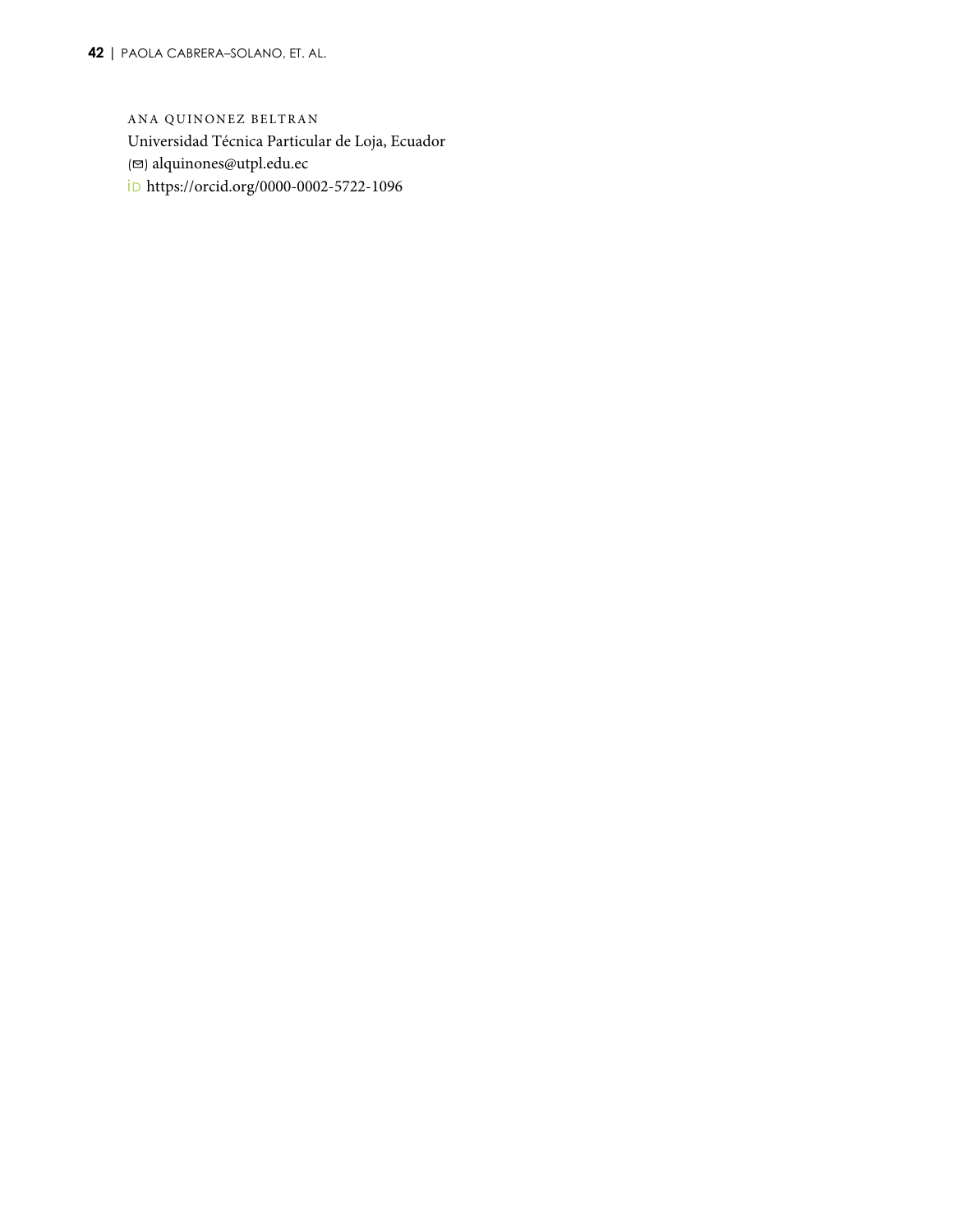ANA QUINONEZ BELTRAN

Universidad Técnica Particular de Loja, Ecuador

(✉) alquinones@utpl.edu.ec

iD https://orcid.org/0000-0002-5722-1096